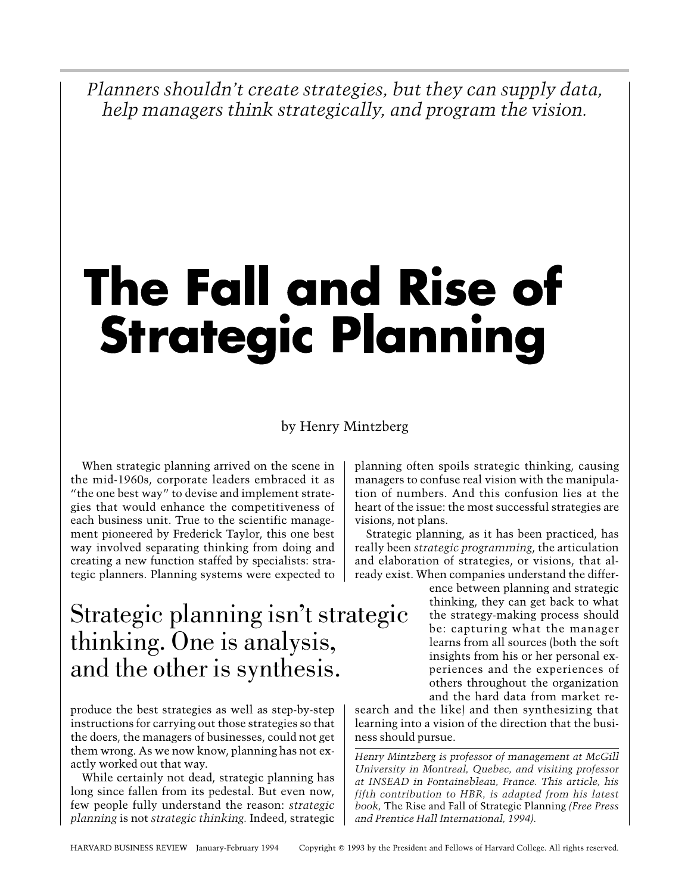*Planners shouldn't create strategies, but they can supply data, help managers think strategically, and program the vision.*

# The Fall and Rise of Strategic Planning

by Henry Mintzberg

When strategic planning arrived on the scene in the mid-1960s, corporate leaders embraced it as "the one best way" to devise and implement strategies that would enhance the competitiveness of each business unit. True to the scientific management pioneered by Frederick Taylor, this one best way involved separating thinking from doing and creating a new function staffed by specialists: strategic planners. Planning systems were expected to produce the best strategies as well as step-by-step instructions for carrying out those strategies so that the doers, the managers of businesses, could not get them wrong. As we now know, planning has not exactly worked out that way.

While certainly not dead, strategic planning has long since fallen from its pedestal. But even now, few people fully understand the reason: *strategic planning* is not *strategic thinking*. Indeed, strategic planning often spoils strategic thinking, causing managers to confuse real vision with the manipulation of numbers. And this confusion lies at the heart of the issue: the most successful strategies are visions, not plans.

Strategic planning, as it has been practiced, has really been *strategic programming*, the articulation and elaboration of strategies, or visions, that already exist. When companies understand the difference between planning and strategic thinking, they can get back to what the strategy-making process should be: capturing what the manager learns from all sources (both the soft insights from his or her personal experiences and the experiences of others throughout the organization and the hard data from market research and the like) and then synthesizing that learning into a vision of the direction that the business should pursue.

> Strategic planning isn't strategic thinking. One is analysis, and the other is synthesis.

*Henry Mintzberg is professor of management at McGill University in Montreal, Quebec, and visiting professor at INSEAD in Fontainebleau, France. This article, his fifth contribution to HBR, is adapted from his latest book,* The Rise and Fall of Strategic Planning *(Free Press and Prentice Hall International, 1994).*

HARVARD BUSINESS REVIEW January-February 1994 Copyright © 1993 by the President and Fellows of Harvard College. All rights reserved.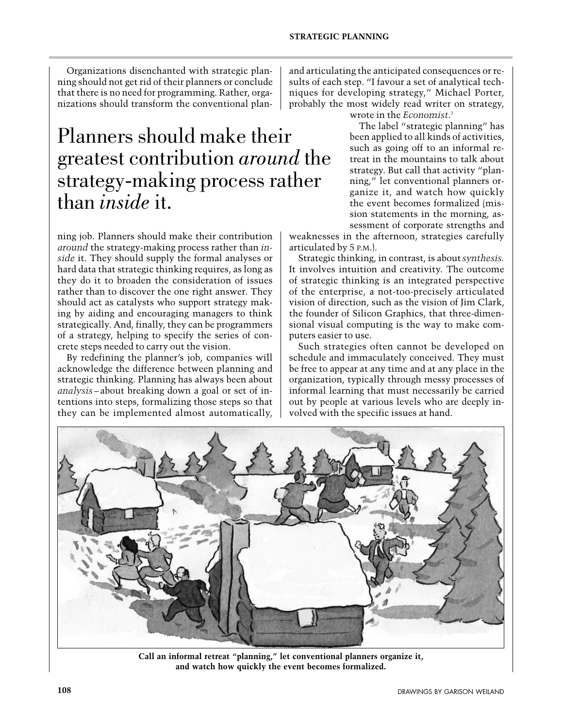Organizations disenchanted with strategic planning should not get rid of their planners or conclude that there is no need for programming. Rather, organizations should transform the conventional planning job. Planners should make their contribution *around* the strategy-making process rather than *inside* it. They should supply the formal analyses or hard data that strategic thinking requires, as long as they do it to broaden the consideration of issues rather than to discover the one right answer. They should act as catalysts who support strategy making by aiding and encouraging managers to think strategically. And, finally, they can be programmers of a strategy, helping to specify the series of concrete steps needed to carry out the vision.

> Planners should make their greatest contribution *around* the strategy-making process rather than *inside* it.

By redefining the planner's job, companies will acknowledge the difference between planning and strategic thinking. Planning has always been about *analysis* – about breaking down a goal or set of intentions into steps, formalizing those steps so that they can be implemented almost automatically, and articulating the anticipated consequences or results of each step. "I favour a set of analytical techniques for developing strategy," Michael Porter, probably the most widely read writer on strategy, wrote in the *Economist*.[1]

The label "strategic planning" has been applied to all kinds of activities, such as going off to an informal retreat in the mountains to talk about strategy. But call that activity "planning," let conventional planners organize it, and watch how quickly the event becomes formalized (mission statements in the morning, assessment of corporate strengths and weaknesses in the afternoon, strategies carefully articulated by 5 P.M.).

Strategic thinking, in contrast, is about *synthesis*. It involves intuition and creativity. The outcome of strategic thinking is an integrated perspective of the enterprise, a not-too-precisely articulated vision of direction, such as the vision of Jim Clark, the founder of Silicon Graphics, that three-dimensional visual computing is the way to make computers easier to use.

Such strategies often cannot be developed on schedule and immaculately conceived. They must be free to appear at any time and at any place in the organization, typically through messy processes of informal learning that must necessarily be carried out by people at various levels who are deeply involved with the specific issues at hand.

**Call an informal retreat "planning," let conventional planners organize it, and watch how quickly the event becomes formalized.**

DRAWINGS BY GARISON WEILAND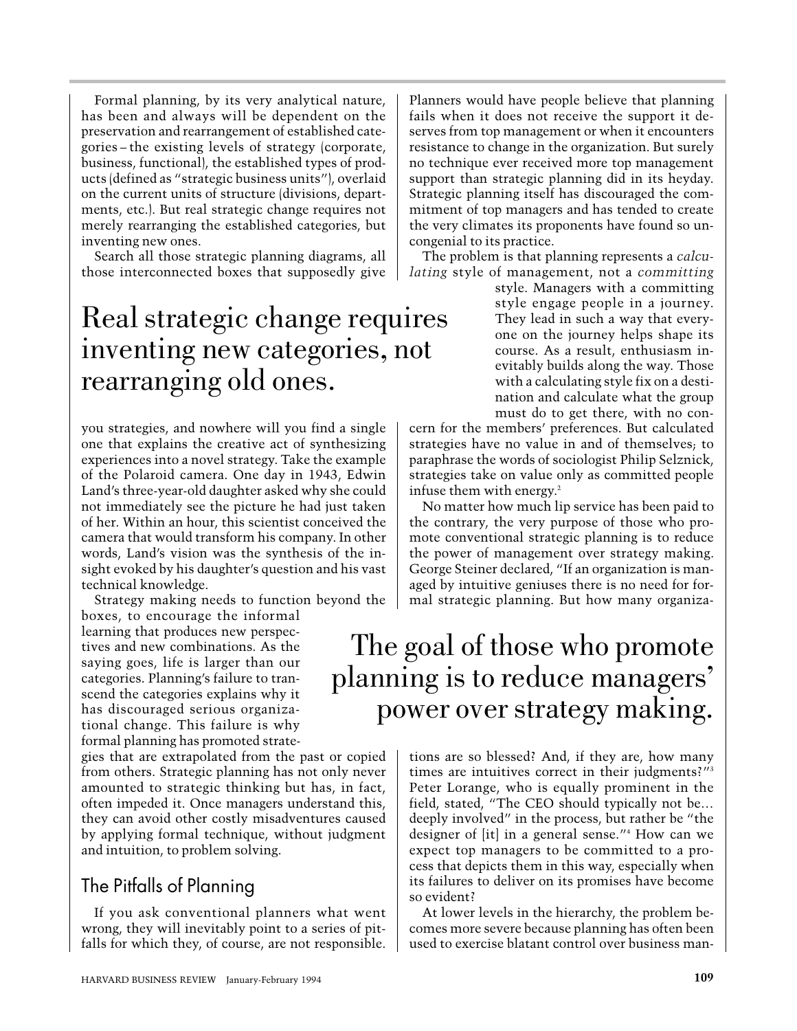Formal planning, by its very analytical nature, has been and always will be dependent on the preservation and rearrangement of established categories – the existing levels of strategy (corporate, business, functional), the established types of products (defined as "strategic business units"), overlaid on the current units of structure (divisions, departments, etc.). But real strategic change requires not merely rearranging the established categories, but inventing new ones.

Search all those strategic planning diagrams, all those interconnected boxes that supposedly give you strategies, and nowhere will you find a single one that explains the creative act of synthesizing experiences into a novel strategy. Take the example of the Polaroid camera. One day in 1943, Edwin Land's three-year-old daughter asked why she could not immediately see the picture he had just taken of her. Within an hour, this scientist conceived the camera that would transform his company. In other words, Land's vision was the synthesis of the insight evoked by his daughter's question and his vast technical knowledge.

> Real strategic change requires inventing new categories, not rearranging old ones.

Strategy making needs to function beyond the boxes, to encourage the informal learning that produces new perspectives and new combinations. As the saying goes, life is larger than our categories. Planning's failure to transcend the categories explains why it has discouraged serious organizational change. This failure is why formal planning has promoted strategies that are extrapolated from the past or copied from others. Strategic planning has not only never amounted to strategic thinking but has, in fact, often impeded it. Once managers understand this, they can avoid other costly misadventures caused by applying formal technique, without judgment and intuition, to problem solving.

## The Pitfalls of Planning

If you ask conventional planners what went wrong, they will inevitably point to a series of pitfalls for which they, of course, are not responsible. Planners would have people believe that planning fails when it does not receive the support it deserves from top management or when it encounters resistance to change in the organization. But surely no technique ever received more top management support than strategic planning did in its heyday. Strategic planning itself has discouraged the commitment of top managers and has tended to create the very climates its proponents have found so uncongenial to its practice.

The problem is that planning represents a *calculating* style of management, not a *committing* style. Managers with a committing style engage people in a journey. They lead in such a way that everyone on the journey helps shape its course. As a result, enthusiasm inevitably builds along the way. Those with a calculating style fix on a destination and calculate what the group must do to get there, with no concern for the members' preferences. But calculated strategies have no value in and of themselves; to paraphrase the words of sociologist Philip Selznick, strategies take on value only as committed people infuse them with energy.[2]

No matter how much lip service has been paid to the contrary, the very purpose of those who promote conventional strategic planning is to reduce the power of management over strategy making. George Steiner declared, "If an organization is managed by intuitive geniuses there is no need for formal strategic planning. But how many organizations are so blessed? And, if they are, how many times are intuitives correct in their judgments?"[3] Peter Lorange, who is equally prominent in the field, stated, "The CEO should typically not be… deeply involved" in the process, but rather be "the designer of [it] in a general sense."[4] How can we expect top managers to be committed to a process that depicts them in this way, especially when its failures to deliver on its promises have become so evident?

> The goal of those who promote planning is to reduce managers' power over strategy making.

At lower levels in the hierarchy, the problem becomes more severe because planning has often been used to exercise blatant control over business man-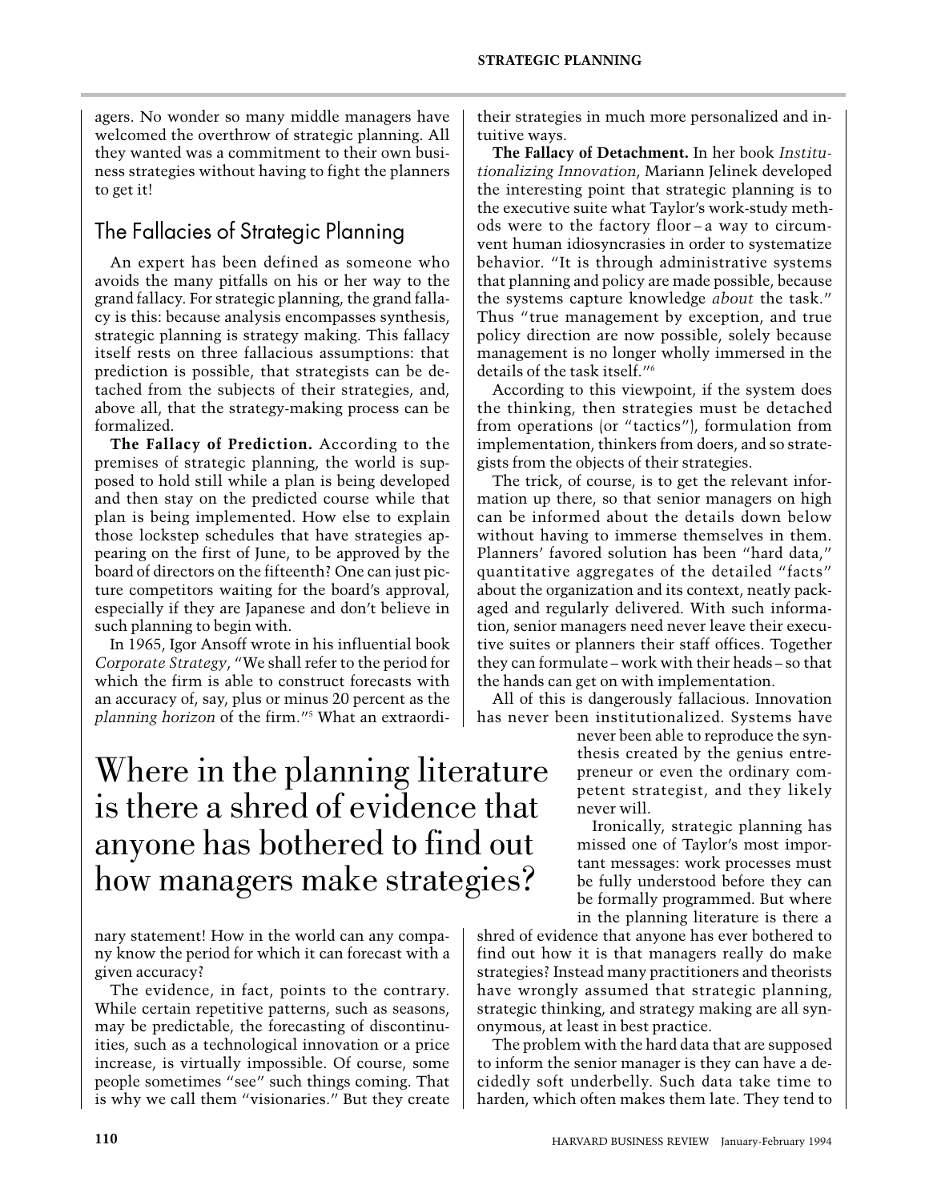agers. No wonder so many middle managers have welcomed the overthrow of strategic planning. All they wanted was a commitment to their own business strategies without having to fight the planners to get it!

## The Fallacies of Strategic Planning

An expert has been defined as someone who avoids the many pitfalls on his or her way to the grand fallacy. For strategic planning, the grand fallacy is this: because analysis encompasses synthesis, strategic planning is strategy making. This fallacy itself rests on three fallacious assumptions: that prediction is possible, that strategists can be detached from the subjects of their strategies, and, above all, that the strategy-making process can be formalized.

**The Fallacy of Prediction.** According to the premises of strategic planning, the world is supposed to hold still while a plan is being developed and then stay on the predicted course while that plan is being implemented. How else to explain those lockstep schedules that have strategies appearing on the first of June, to be approved by the board of directors on the fifteenth? One can just picture competitors waiting for the board's approval, especially if they are Japanese and don't believe in such planning to begin with.

In 1965, Igor Ansoff wrote in his influential book *Corporate Strategy*, "We shall refer to the period for which the firm is able to construct forecasts with an accuracy of, say, plus or minus 20 percent as the *planning horizon* of the firm."[5] What an extraordinary statement! How in the world can any company know the period for which it can forecast with a given accuracy?

The evidence, in fact, points to the contrary. While certain repetitive patterns, such as seasons, may be predictable, the forecasting of discontinuities, such as a technological innovation or a price increase, is virtually impossible. Of course, some people sometimes "see" such things coming. That is why we call them "visionaries." But they create their strategies in much more personalized and intuitive ways.

**The Fallacy of Detachment.** In her book *Institutionalizing Innovation*, Mariann Jelinek developed the interesting point that strategic planning is to the executive suite what Taylor's work-study methods were to the factory floor – a way to circumvent human idiosyncrasies in order to systematize behavior. "It is through administrative systems that planning and policy are made possible, because the systems capture knowledge *about* the task." Thus "true management by exception, and true policy direction are now possible, solely because management is no longer wholly immersed in the details of the task itself."[6]

According to this viewpoint, if the system does the thinking, then strategies must be detached from operations (or "tactics"), formulation from implementation, thinkers from doers, and so strategists from the objects of their strategies.

The trick, of course, is to get the relevant information up there, so that senior managers on high can be informed about the details down below without having to immerse themselves in them. Planners' favored solution has been "hard data," quantitative aggregates of the detailed "facts" about the organization and its context, neatly packaged and regularly delivered. With such information, senior managers need never leave their executive suites or planners their staff offices. Together they can formulate – work with their heads – so that the hands can get on with implementation.

All of this is dangerously fallacious. Innovation has never been institutionalized. Systems have never been able to reproduce the synthesis created by the genius entrepreneur or even the ordinary competent strategist, and they likely never will.

Ironically, strategic planning has missed one of Taylor's most important messages: work processes must be fully understood before they can be formally programmed. But where in the planning literature is there a shred of evidence that anyone has ever bothered to find out how it is that managers really do make strategies? Instead many practitioners and theorists have wrongly assumed that strategic planning, strategic thinking, and strategy making are all synonymous, at least in best practice.

> Where in the planning literature is there a shred of evidence that anyone has bothered to find out how managers make strategies?

The problem with the hard data that are supposed to inform the senior manager is they can have a decidedly soft underbelly. Such data take time to harden, which often makes them late. They tend to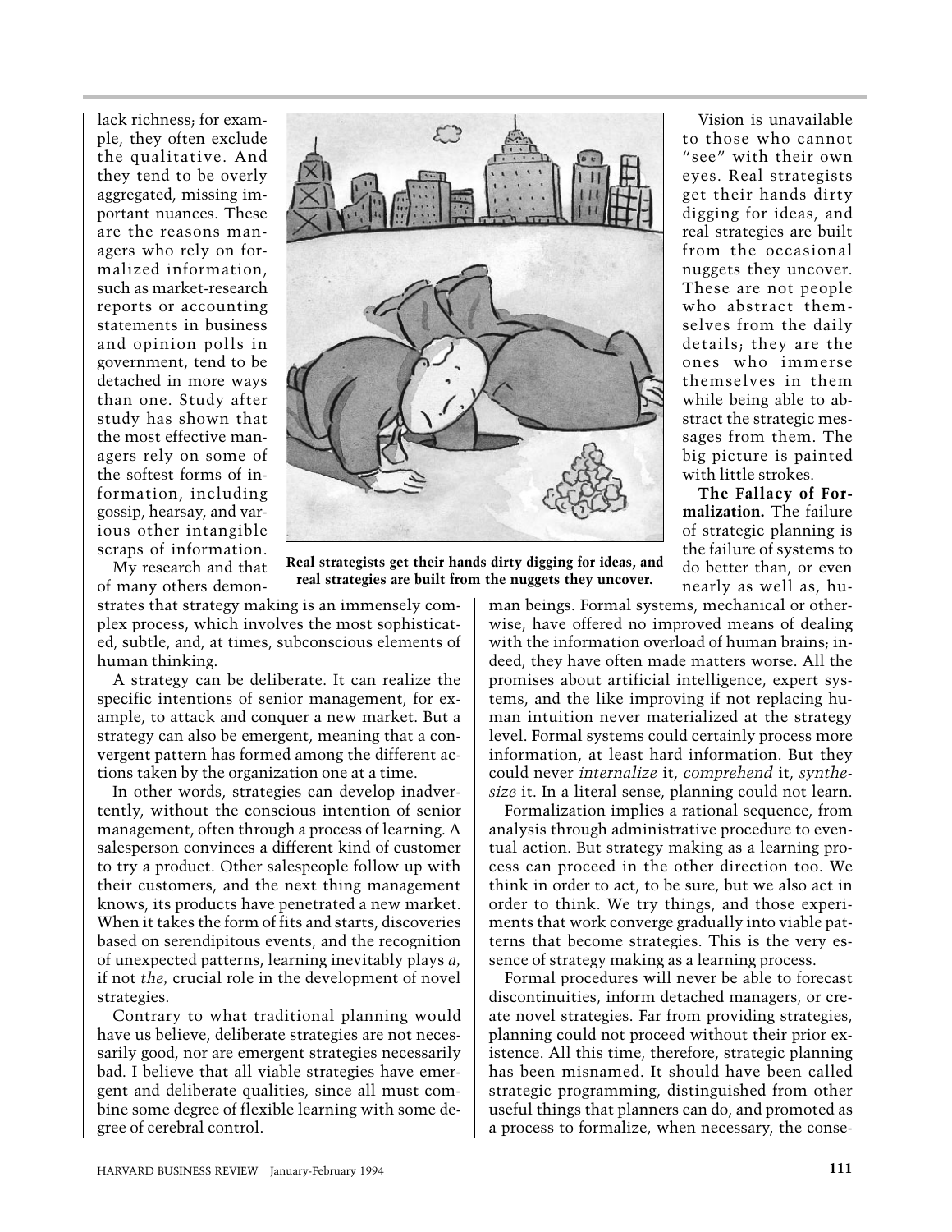lack richness; for example, they often exclude the qualitative. And they tend to be overly aggregated, missing important nuances. These are the reasons managers who rely on formalized information, such as market-research reports or accounting statements in business and opinion polls in government, tend to be detached in more ways than one. Study after study has shown that the most effective managers rely on some of the softest forms of information, including gossip, hearsay, and various other intangible scraps of information.

My research and that of many others demonstrates that strategy making is an immensely complex process, which involves the most sophisticated, subtle, and, at times, subconscious elements of human thinking.

A strategy can be deliberate. It can realize the specific intentions of senior management, for example, to attack and conquer a new market. But a strategy can also be emergent, meaning that a convergent pattern has formed among the different actions taken by the organization one at a time.

In other words, strategies can develop inadvertently, without the conscious intention of senior management, often through a process of learning. A salesperson convinces a different kind of customer to try a product. Other salespeople follow up with their customers, and the next thing management knows, its products have penetrated a new market. When it takes the form of fits and starts, discoveries based on serendipitous events, and the recognition of unexpected patterns, learning inevitably plays *a*, if not *the*, crucial role in the development of novel strategies.

Contrary to what traditional planning would have us believe, deliberate strategies are not necessarily good, nor are emergent strategies necessarily bad. I believe that all viable strategies have emergent and deliberate qualities, since all must combine some degree of flexible learning with some degree of cerebral control.

**Real strategists get their hands dirty digging for ideas, and real strategies are built from the nuggets they uncover.**

Vision is unavailable to those who cannot "see" with their own eyes. Real strategists get their hands dirty digging for ideas, and real strategies are built from the occasional nuggets they uncover. These are not people who abstract themselves from the daily details; they are the ones who immerse themselves in them while being able to abstract the strategic messages from them. The big picture is painted with little strokes.

**The Fallacy of Formalization.** The failure of strategic planning is the failure of systems to do better than, or even nearly as well as, human beings. Formal systems, mechanical or otherwise, have offered no improved means of dealing with the information overload of human brains; indeed, they have often made matters worse. All the promises about artificial intelligence, expert systems, and the like improving if not replacing human intuition never materialized at the strategy level. Formal systems could certainly process more information, at least hard information. But they could never *internalize* it, *comprehend* it, *synthesize* it. In a literal sense, planning could not learn.

Formalization implies a rational sequence, from analysis through administrative procedure to eventual action. But strategy making as a learning process can proceed in the other direction too. We think in order to act, to be sure, but we also act in order to think. We try things, and those experiments that work converge gradually into viable patterns that become strategies. This is the very essence of strategy making as a learning process.

Formal procedures will never be able to forecast discontinuities, inform detached managers, or create novel strategies. Far from providing strategies, planning could not proceed without their prior existence. All this time, therefore, strategic planning has been misnamed. It should have been called strategic programming, distinguished from other useful things that planners can do, and promoted as a process to formalize, when necessary, the conse-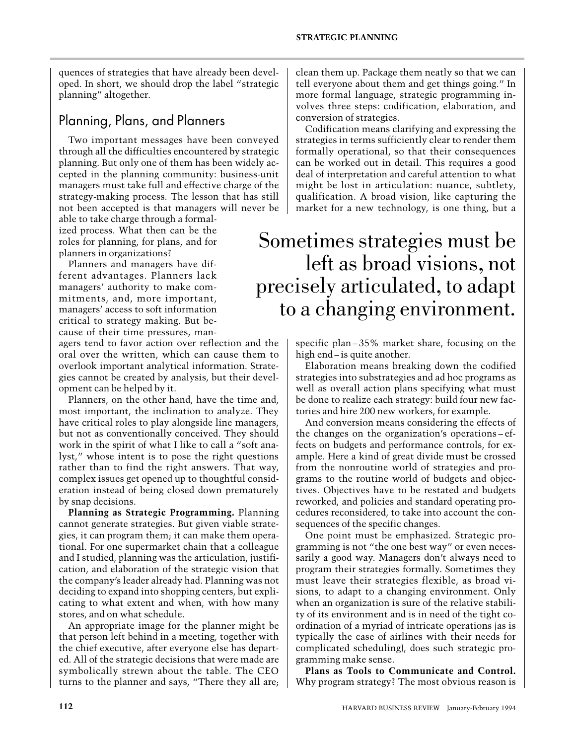quences of strategies that have already been developed. In short, we should drop the label "strategic planning" altogether.

## Planning, Plans, and Planners

Two important messages have been conveyed through all the difficulties encountered by strategic planning. But only one of them has been widely accepted in the planning community: business-unit managers must take full and effective charge of the strategy-making process. The lesson that has still not been accepted is that managers will never be able to take charge through a formalized process. What then can be the roles for planning, for plans, and for planners in organizations?

Planners and managers have different advantages. Planners lack managers' authority to make commitments, and, more important, managers' access to soft information critical to strategy making. But because of their time pressures, managers tend to favor action over reflection and the oral over the written, which can cause them to overlook important analytical information. Strategies cannot be created by analysis, but their development can be helped by it.

Planners, on the other hand, have the time and, most important, the inclination to analyze. They have critical roles to play alongside line managers, but not as conventionally conceived. They should work in the spirit of what I like to call a "soft analyst," whose intent is to pose the right questions rather than to find the right answers. That way, complex issues get opened up to thoughtful consideration instead of being closed down prematurely by snap decisions.

**Planning as Strategic Programming.** Planning cannot generate strategies. But given viable strategies, it can program them; it can make them operational. For one supermarket chain that a colleague and I studied, planning was the articulation, justification, and elaboration of the strategic vision that the company's leader already had. Planning was not deciding to expand into shopping centers, but explicating to what extent and when, with how many stores, and on what schedule.

An appropriate image for the planner might be that person left behind in a meeting, together with the chief executive, after everyone else has departed. All of the strategic decisions that were made are symbolically strewn about the table. The CEO turns to the planner and says, "There they all are; clean them up. Package them neatly so that we can tell everyone about them and get things going." In more formal language, strategic programming involves three steps: codification, elaboration, and conversion of strategies.

Codification means clarifying and expressing the strategies in terms sufficiently clear to render them formally operational, so that their consequences can be worked out in detail. This requires a good deal of interpretation and careful attention to what might be lost in articulation: nuance, subtlety, qualification. A broad vision, like capturing the market for a new technology, is one thing, but a specific plan – 35% market share, focusing on the high end – is quite another.

> Sometimes strategies must be left as broad visions, not precisely articulated, to adapt to a changing environment.

Elaboration means breaking down the codified strategies into substrategies and ad hoc programs as well as overall action plans specifying what must be done to realize each strategy: build four new factories and hire 200 new workers, for example.

And conversion means considering the effects of the changes on the organization's operations – effects on budgets and performance controls, for example. Here a kind of great divide must be crossed from the nonroutine world of strategies and programs to the routine world of budgets and objectives. Objectives have to be restated and budgets reworked, and policies and standard operating procedures reconsidered, to take into account the consequences of the specific changes.

One point must be emphasized. Strategic programming is not "the one best way" or even necessarily a good way. Managers don't always need to program their strategies formally. Sometimes they must leave their strategies flexible, as broad visions, to adapt to a changing environment. Only when an organization is sure of the relative stability of its environment and is in need of the tight coordination of a myriad of intricate operations (as is typically the case of airlines with their needs for complicated scheduling), does such strategic programming make sense.

**Plans as Tools to Communicate and Control.** Why program strategy? The most obvious reason is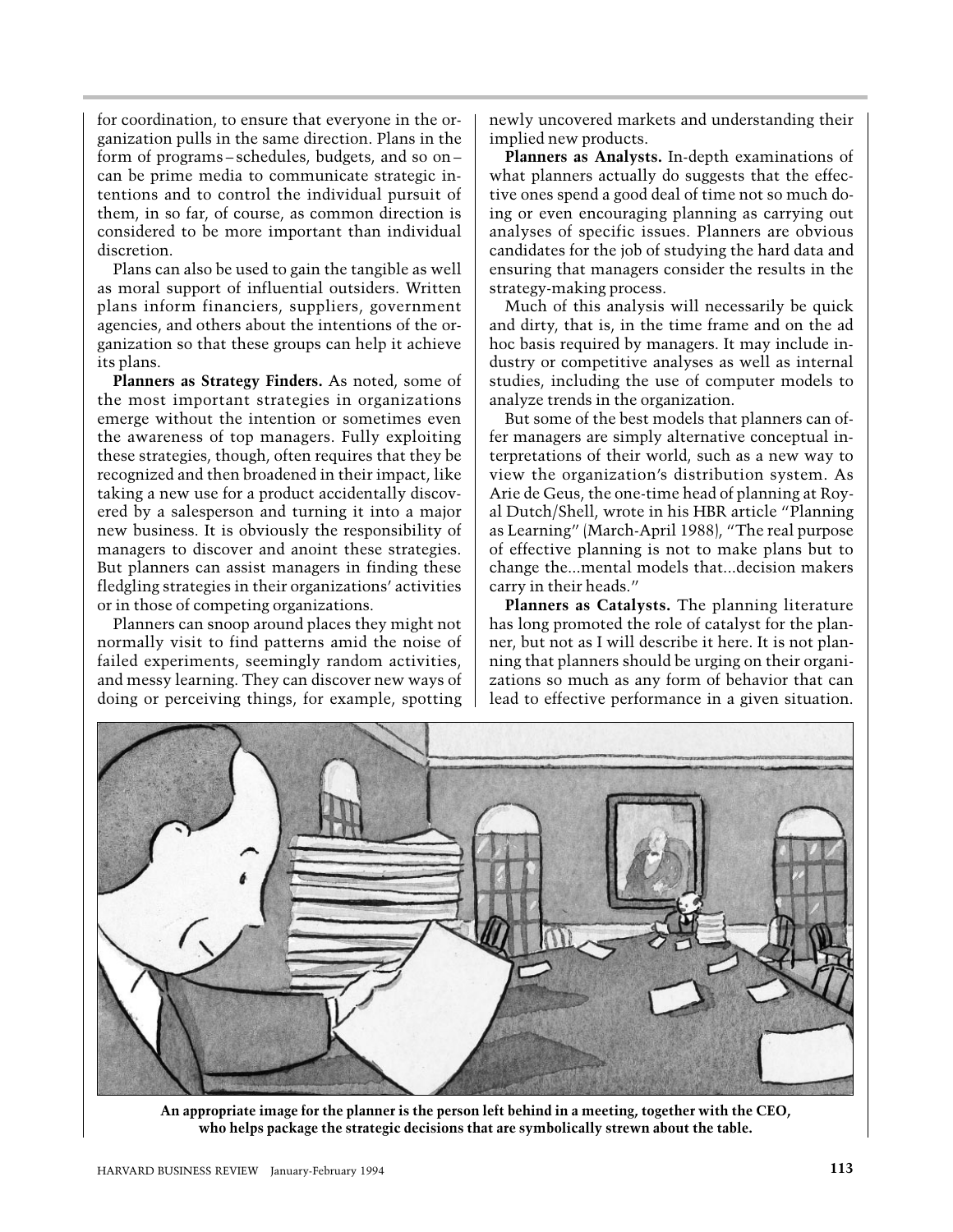for coordination, to ensure that everyone in the organization pulls in the same direction. Plans in the form of programs – schedules, budgets, and so on – can be prime media to communicate strategic intentions and to control the individual pursuit of them, in so far, of course, as common direction is considered to be more important than individual discretion.

Plans can also be used to gain the tangible as well as moral support of influential outsiders. Written plans inform financiers, suppliers, government agencies, and others about the intentions of the organization so that these groups can help it achieve its plans.

**Planners as Strategy Finders.** As noted, some of the most important strategies in organizations emerge without the intention or sometimes even the awareness of top managers. Fully exploiting these strategies, though, often requires that they be recognized and then broadened in their impact, like taking a new use for a product accidentally discovered by a salesperson and turning it into a major new business. It is obviously the responsibility of managers to discover and anoint these strategies. But planners can assist managers in finding these fledgling strategies in their organizations' activities or in those of competing organizations.

Planners can snoop around places they might not normally visit to find patterns amid the noise of failed experiments, seemingly random activities, and messy learning. They can discover new ways of doing or perceiving things, for example, spotting newly uncovered markets and understanding their implied new products.

**Planners as Analysts.** In-depth examinations of what planners actually do suggests that the effective ones spend a good deal of time not so much doing or even encouraging planning as carrying out analyses of specific issues. Planners are obvious candidates for the job of studying the hard data and ensuring that managers consider the results in the strategy-making process.

Much of this analysis will necessarily be quick and dirty, that is, in the time frame and on the ad hoc basis required by managers. It may include industry or competitive analyses as well as internal studies, including the use of computer models to analyze trends in the organization.

But some of the best models that planners can offer managers are simply alternative conceptual interpretations of their world, such as a new way to view the organization's distribution system. As Arie de Geus, the one-time head of planning at Royal Dutch/Shell, wrote in his HBR article "Planning as Learning" (March-April 1988), "The real purpose of effective planning is not to make plans but to change the...mental models that...decision makers carry in their heads."

**Planners as Catalysts.** The planning literature has long promoted the role of catalyst for the planner, but not as I will describe it here. It is not planning that planners should be urging on their organizations so much as any form of behavior that can lead to effective performance in a given situation.

**An appropriate image for the planner is the person left behind in a meeting, together with the CEO, who helps package the strategic decisions that are symbolically strewn about the table.**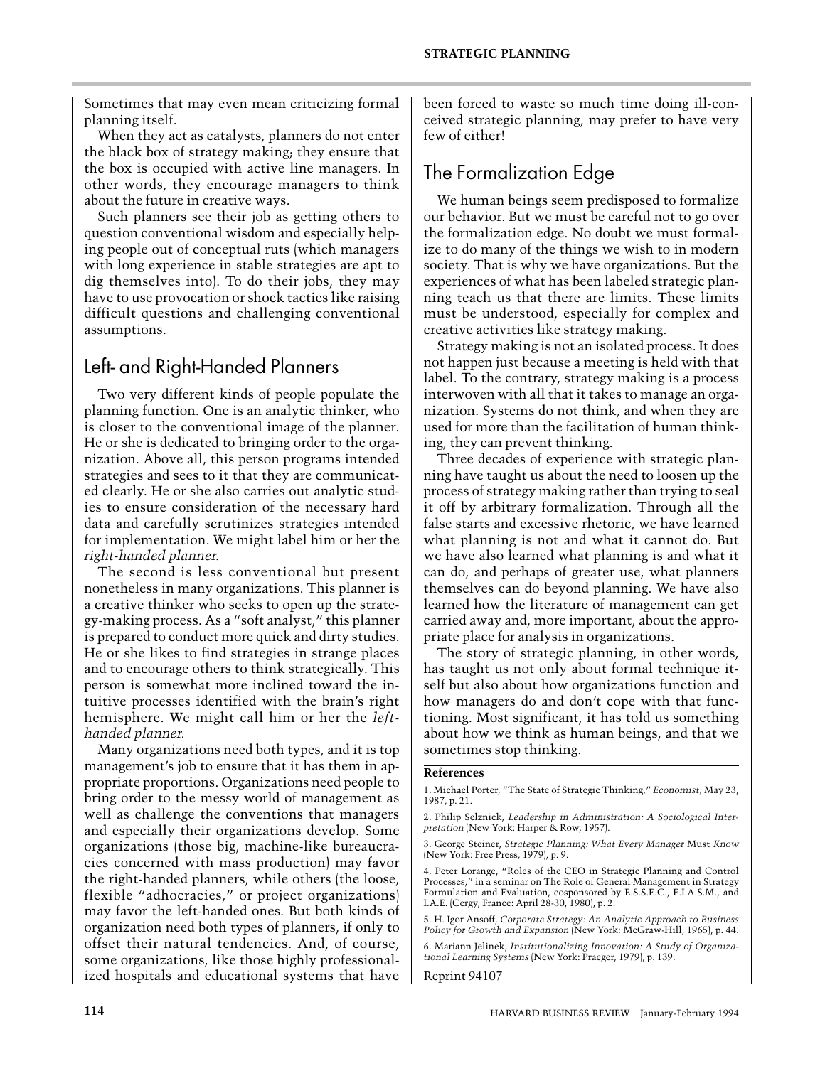Sometimes that may even mean criticizing formal planning itself.

When they act as catalysts, planners do not enter the black box of strategy making; they ensure that the box is occupied with active line managers. In other words, they encourage managers to think about the future in creative ways.

Such planners see their job as getting others to question conventional wisdom and especially helping people out of conceptual ruts (which managers with long experience in stable strategies are apt to dig themselves into). To do their jobs, they may have to use provocation or shock tactics like raising difficult questions and challenging conventional assumptions.

## Left- and Right-Handed Planners

Two very different kinds of people populate the planning function. One is an analytic thinker, who is closer to the conventional image of the planner. He or she is dedicated to bringing order to the organization. Above all, this person programs intended strategies and sees to it that they are communicated clearly. He or she also carries out analytic studies to ensure consideration of the necessary hard data and carefully scrutinizes strategies intended for implementation. We might label him or her the *right-handed planner.*

The second is less conventional but present nonetheless in many organizations. This planner is a creative thinker who seeks to open up the strategy-making process. As a "soft analyst," this planner is prepared to conduct more quick and dirty studies. He or she likes to find strategies in strange places and to encourage others to think strategically. This person is somewhat more inclined toward the intuitive processes identified with the brain's right hemisphere. We might call him or her the *left-handed planner.*

Many organizations need both types, and it is top management's job to ensure that it has them in appropriate proportions. Organizations need people to bring order to the messy world of management as well as challenge the conventions that managers and especially their organizations develop. Some organizations (those big, machine-like bureaucracies concerned with mass production) may favor the right-handed planners, while others (the loose, flexible "adhocracies," or project organizations) may favor the left-handed ones. But both kinds of organization need both types of planners, if only to offset their natural tendencies. And, of course, some organizations, like those highly professionalized hospitals and educational systems that have been forced to waste so much time doing ill-conceived strategic planning, may prefer to have very few of either!

## The Formalization Edge

We human beings seem predisposed to formalize our behavior. But we must be careful not to go over the formalization edge. No doubt we must formalize to do many of the things we wish to in modern society. That is why we have organizations. But the experiences of what has been labeled strategic planning teach us that there are limits. These limits must be understood, especially for complex and creative activities like strategy making.

Strategy making is not an isolated process. It does not happen just because a meeting is held with that label. To the contrary, strategy making is a process interwoven with all that it takes to manage an organization. Systems do not think, and when they are used for more than the facilitation of human thinking, they can prevent thinking.

Three decades of experience with strategic planning have taught us about the need to loosen up the process of strategy making rather than trying to seal it off by arbitrary formalization. Through all the false starts and excessive rhetoric, we have learned what planning is not and what it cannot do. But we have also learned what planning is and what it can do, and perhaps of greater use, what planners themselves can do beyond planning. We have also learned how the literature of management can get carried away and, more important, about the appropriate place for analysis in organizations.

The story of strategic planning, in other words, has taught us not only about formal technique itself but also about how organizations function and how managers do and don't cope with that functioning. Most significant, it has told us something about how we think as human beings, and that we sometimes stop thinking.

### References

1. Michael Porter, "The State of Strategic Thinking," *Economist,* May 23, 1987, p. 21.

2. Philip Selznick, *Leadership in Administration: A Sociological Interpretation* (New York: Harper & Row, 1957).

3. George Steiner, *Strategic Planning: What Every Manager Must Know* (New York: Free Press, 1979), p. 9.

4. Peter Lorange, "Roles of the CEO in Strategic Planning and Control Processes," in a seminar on The Role of General Management in Strategy Formulation and Evaluation, cosponsored by E.S.S.E.C., E.I.A.S.M., and I.A.E. (Cergy, France: April 28-30, 1980), p. 2.

5. H. Igor Ansoff, *Corporate Strategy: An Analytic Approach to Business Policy for Growth and Expansion* (New York: McGraw-Hill, 1965), p. 44.

6. Mariann Jelinek, *Institutionalizing Innovation: A Study of Organizational Learning Systems* (New York: Praeger, 1979), p. 139.

Reprint 94107